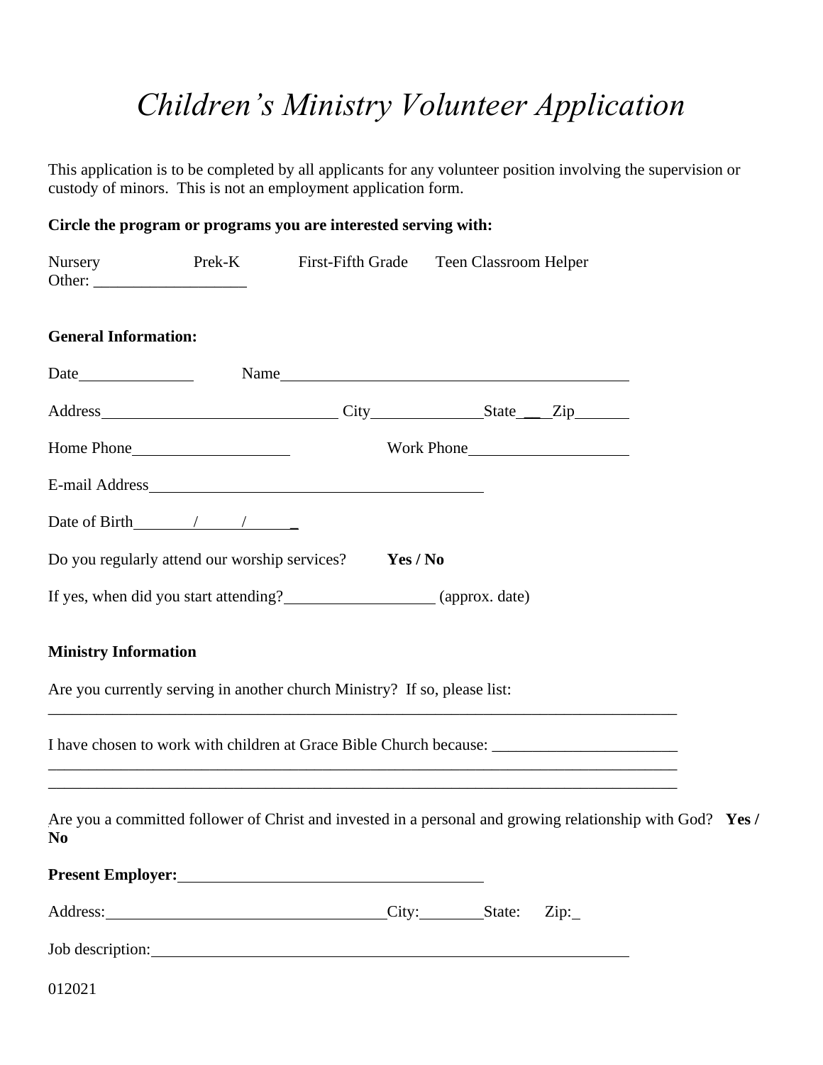# *Children's Ministry Volunteer Application*

This application is to be completed by all applicants for any volunteer position involving the supervision or custody of minors. This is not an employment application form.

**Circle the program or programs you are interested serving with:**

Nursery    Prek-K    First-Fifth Grade    Teen Classroom Helper
Other: ___________________

**General Information:**

Date_______________    Name_____________________________________________

Address______________________________ City_____________ State ___ Zip_______

Home Phone____________________    Work Phone____________________

E-mail Address__________________________________________

Date of Birth_______/_____/______

Do you regularly attend our worship services?    **Yes / No**

If yes, when did you start attending?__________________ (approx. date)

**Ministry Information**

Are you currently serving in another church Ministry? If so, please list:
_________________________________________________________________________________

I have chosen to work with children at Grace Bible Church because: _______________________
_________________________________________________________________________________
_________________________________________________________________________________

Are you a committed follower of Christ and invested in a personal and growing relationship with God? **Yes / No**

**Present Employer:**____________________________________

Address:__________________________________City:________State:    Zip:_

Job description:____________________________________________________________

012021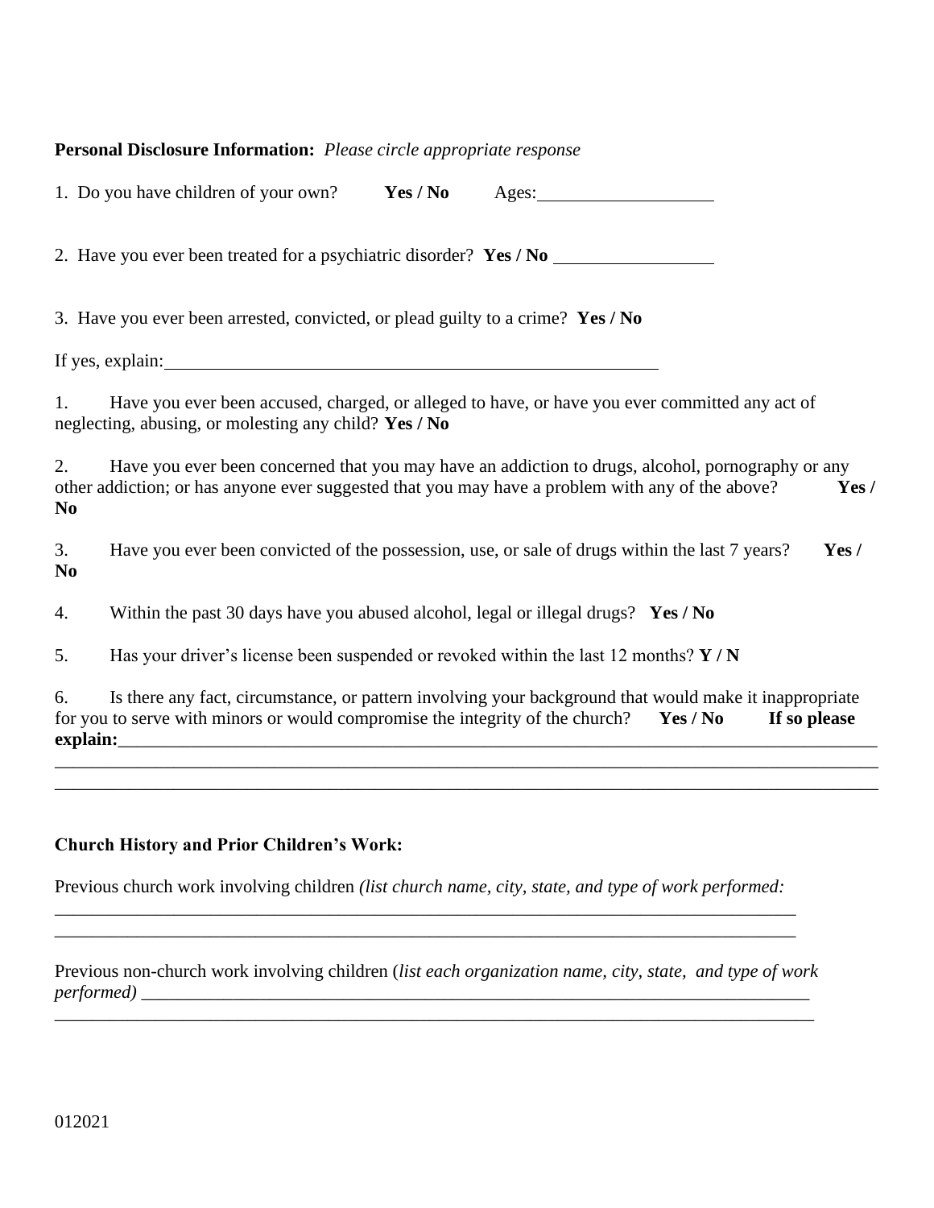**Personal Disclosure Information:** *Please circle appropriate response*

1. Do you have children of your own? **Yes / No** Ages:___________________

2. Have you ever been treated for a psychiatric disorder? **Yes / No** _________________

3. Have you ever been arrested, convicted, or plead guilty to a crime? **Yes / No**

If yes, explain:_______________________________________________________

1. Have you ever been accused, charged, or alleged to have, or have you ever committed any act of neglecting, abusing, or molesting any child? **Yes / No**

2. Have you ever been concerned that you may have an addiction to drugs, alcohol, pornography or any other addiction; or has anyone ever suggested that you may have a problem with any of the above? **Yes / No**

3. Have you ever been convicted of the possession, use, or sale of drugs within the last 7 years? **Yes / No**

4. Within the past 30 days have you abused alcohol, legal or illegal drugs? **Yes / No**

5. Has your driver's license been suspended or revoked within the last 12 months? **Y / N**

6. Is there any fact, circumstance, or pattern involving your background that would make it inappropriate for you to serve with minors or would compromise the integrity of the church? **Yes / No** **If so please explain:**___________________________________________________________________________
_____________________________________________________________________________________
_____________________________________________________________________________________

**Church History and Prior Children's Work:**

Previous church work involving children *(list church name, city, state, and type of work performed:*
_________________________________________________________________________________
_________________________________________________________________________________

Previous non-church work involving children (*list each organization name, city, state, and type of work performed)* ___________________________________________________________________________
_________________________________________________________________________________

012021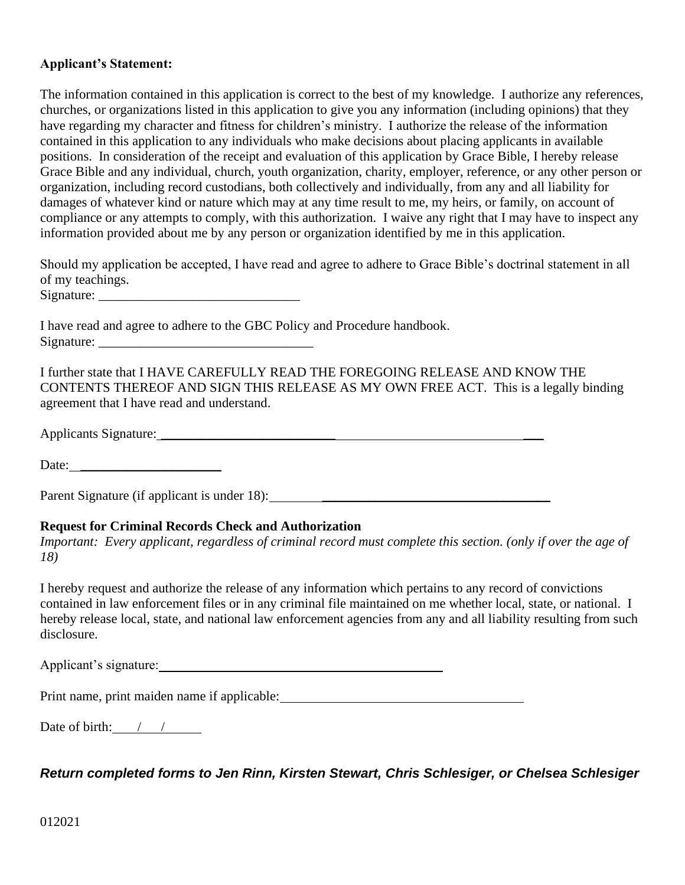**Applicant's Statement:**

The information contained in this application is correct to the best of my knowledge. I authorize any references, churches, or organizations listed in this application to give you any information (including opinions) that they have regarding my character and fitness for children's ministry. I authorize the release of the information contained in this application to any individuals who make decisions about placing applicants in available positions. In consideration of the receipt and evaluation of this application by Grace Bible, I hereby release Grace Bible and any individual, church, youth organization, charity, employer, reference, or any other person or organization, including record custodians, both collectively and individually, from any and all liability for damages of whatever kind or nature which may at any time result to me, my heirs, or family, on account of compliance or any attempts to comply, with this authorization. I waive any right that I may have to inspect any information provided about me by any person or organization identified by me in this application.

Should my application be accepted, I have read and agree to adhere to Grace Bible's doctrinal statement in all of my teachings.
Signature: ______________________________

I have read and agree to adhere to the GBC Policy and Procedure handbook.
Signature: ________________________________

I further state that I HAVE CAREFULLY READ THE FOREGOING RELEASE AND KNOW THE CONTENTS THEREOF AND SIGN THIS RELEASE AS MY OWN FREE ACT. This is a legally binding agreement that I have read and understand.

Applicants Signature: ________________________________________________________

Date: ______________________

Parent Signature (if applicant is under 18): ___________________________________

**Request for Criminal Records Check and Authorization**
*Important: Every applicant, regardless of criminal record must complete this section. (only if over the age of 18)*

I hereby request and authorize the release of any information which pertains to any record of convictions contained in law enforcement files or in any criminal file maintained on me whether local, state, or national. I hereby release local, state, and national law enforcement agencies from any and all liability resulting from such disclosure.

Applicant's signature: ____________________________________________

Print name, print maiden name if applicable: ____________________________________

Date of birth: ___/___/______

***Return completed forms to Jen Rinn, Kirsten Stewart, Chris Schlesiger, or Chelsea Schlesiger***

012021